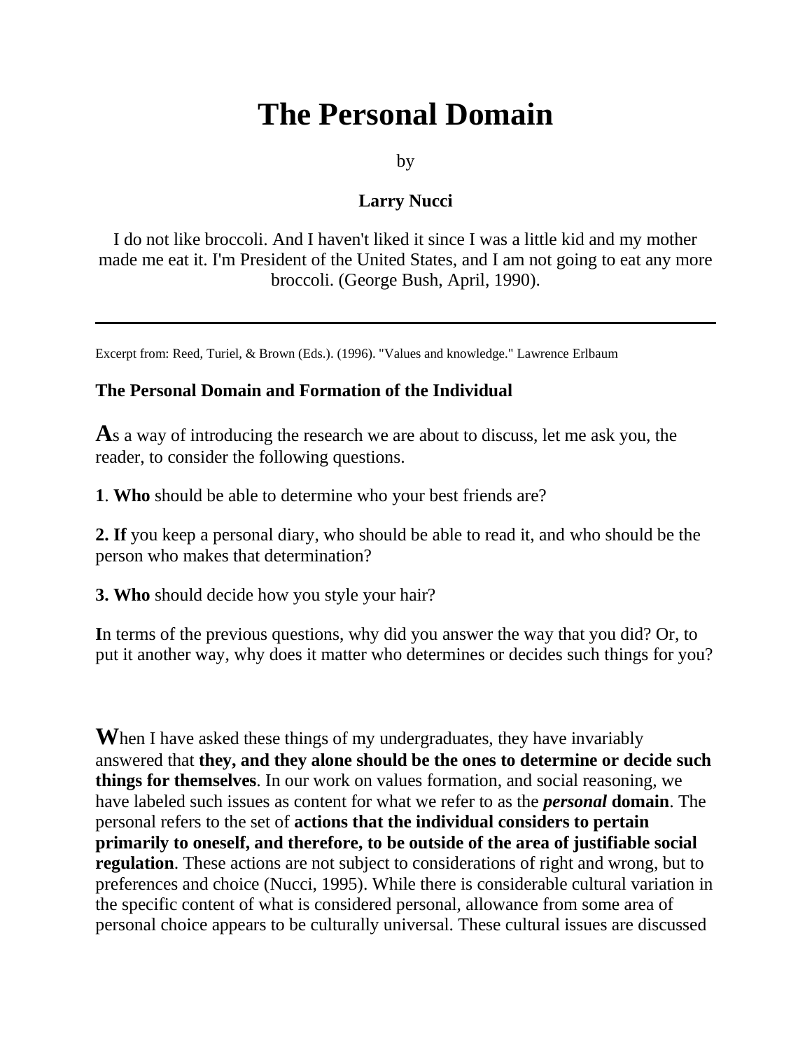# The Personal Domain

by

**Larry Nucci**

I do not like broccoli. And I haven't liked it since I was a little kid and my mother made me eat it. I'm President of the United States, and I am not going to eat any more broccoli. (George Bush, April, 1990).

---

Excerpt from: Reed, Turiel, & Brown (Eds.). (1996). "Values and knowledge." Lawrence Erlbaum

### The Personal Domain and Formation of the Individual

**A**s a way of introducing the research we are about to discuss, let me ask you, the reader, to consider the following questions.

**1**. **Who** should be able to determine who your best friends are?

**2. If** you keep a personal diary, who should be able to read it, and who should be the person who makes that determination?

**3. Who** should decide how you style your hair?

**I**n terms of the previous questions, why did you answer the way that you did? Or, to put it another way, why does it matter who determines or decides such things for you?

**W**hen I have asked these things of my undergraduates, they have invariably answered that **they, and they alone should be the ones to determine or decide such things for themselves**. In our work on values formation, and social reasoning, we have labeled such issues as content for what we refer to as the ***personal*** **domain**. The personal refers to the set of **actions that the individual considers to pertain primarily to oneself, and therefore, to be outside of the area of justifiable social regulation**. These actions are not subject to considerations of right and wrong, but to preferences and choice (Nucci, 1995). While there is considerable cultural variation in the specific content of what is considered personal, allowance from some area of personal choice appears to be culturally universal. These cultural issues are discussed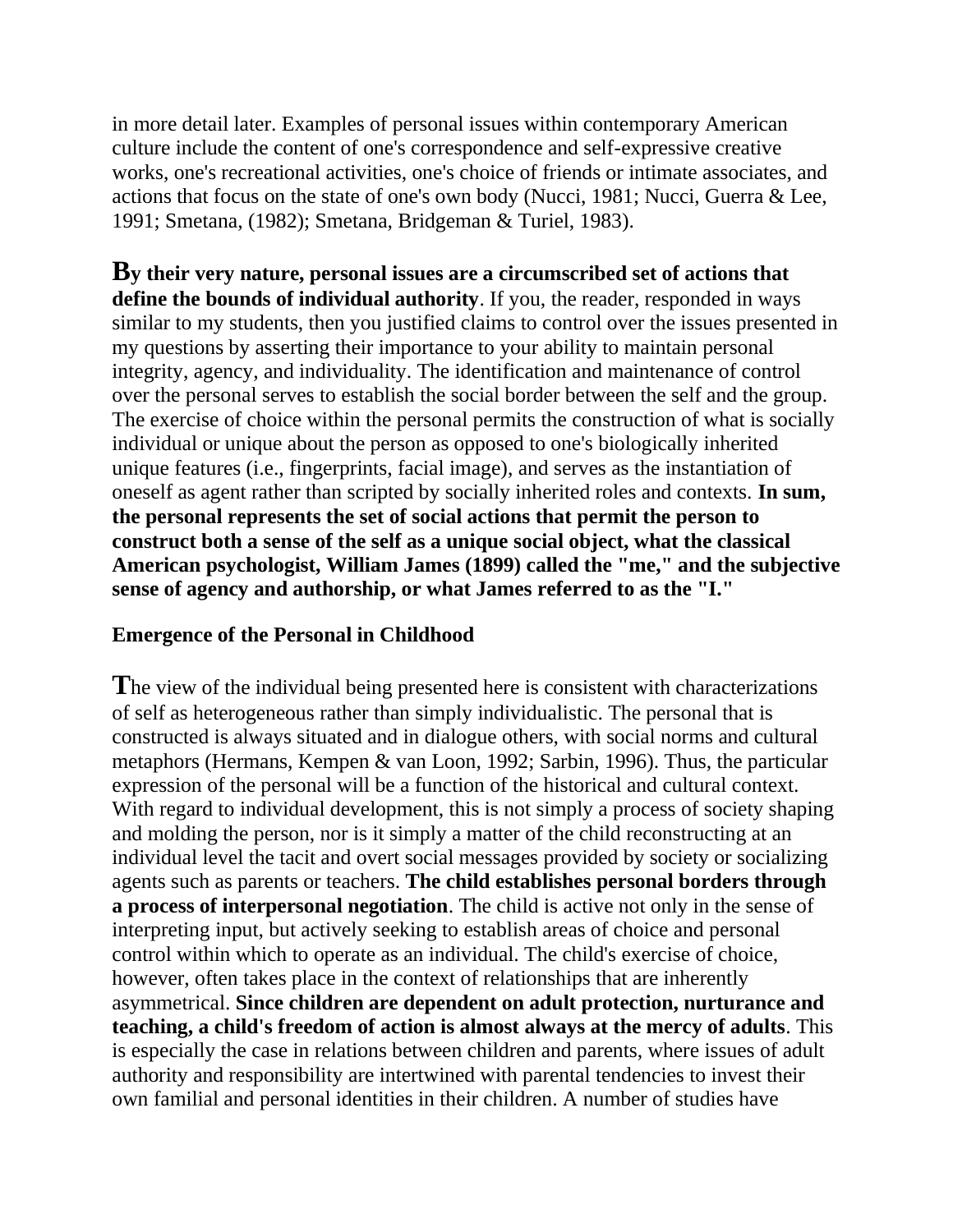in more detail later. Examples of personal issues within contemporary American culture include the content of one's correspondence and self-expressive creative works, one's recreational activities, one's choice of friends or intimate associates, and actions that focus on the state of one's own body (Nucci, 1981; Nucci, Guerra & Lee, 1991; Smetana, (1982); Smetana, Bridgeman & Turiel, 1983).

**By their very nature, personal issues are a circumscribed set of actions that define the bounds of individual authority**. If you, the reader, responded in ways similar to my students, then you justified claims to control over the issues presented in my questions by asserting their importance to your ability to maintain personal integrity, agency, and individuality. The identification and maintenance of control over the personal serves to establish the social border between the self and the group. The exercise of choice within the personal permits the construction of what is socially individual or unique about the person as opposed to one's biologically inherited unique features (i.e., fingerprints, facial image), and serves as the instantiation of oneself as agent rather than scripted by socially inherited roles and contexts. **In sum, the personal represents the set of social actions that permit the person to construct both a sense of the self as a unique social object, what the classical American psychologist, William James (1899) called the "me," and the subjective sense of agency and authorship, or what James referred to as the "I."**

## Emergence of the Personal in Childhood

The view of the individual being presented here is consistent with characterizations of self as heterogeneous rather than simply individualistic. The personal that is constructed is always situated and in dialogue others, with social norms and cultural metaphors (Hermans, Kempen & van Loon, 1992; Sarbin, 1996). Thus, the particular expression of the personal will be a function of the historical and cultural context. With regard to individual development, this is not simply a process of society shaping and molding the person, nor is it simply a matter of the child reconstructing at an individual level the tacit and overt social messages provided by society or socializing agents such as parents or teachers. **The child establishes personal borders through a process of interpersonal negotiation**. The child is active not only in the sense of interpreting input, but actively seeking to establish areas of choice and personal control within which to operate as an individual. The child's exercise of choice, however, often takes place in the context of relationships that are inherently asymmetrical. **Since children are dependent on adult protection, nurturance and teaching, a child's freedom of action is almost always at the mercy of adults**. This is especially the case in relations between children and parents, where issues of adult authority and responsibility are intertwined with parental tendencies to invest their own familial and personal identities in their children. A number of studies have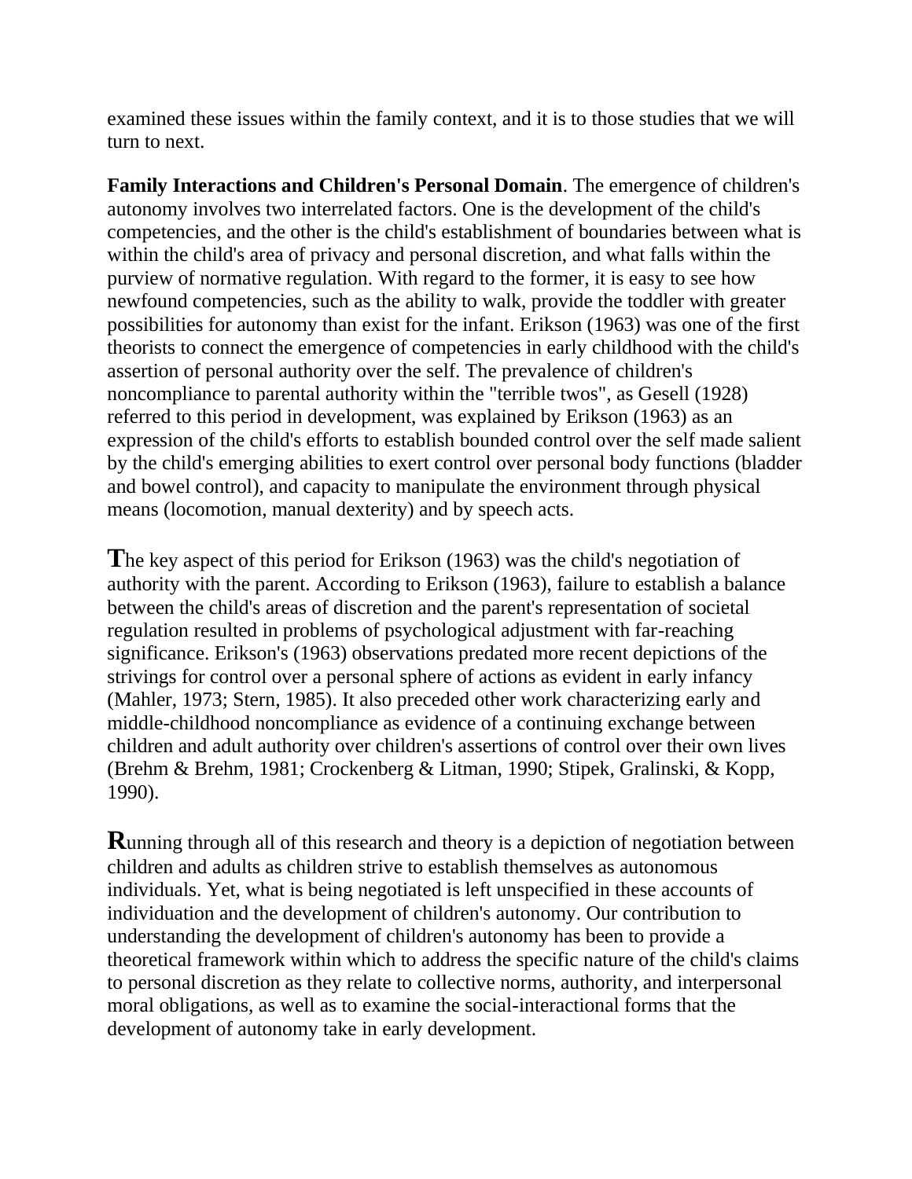examined these issues within the family context, and it is to those studies that we will turn to next.

**Family Interactions and Children's Personal Domain**. The emergence of children's autonomy involves two interrelated factors. One is the development of the child's competencies, and the other is the child's establishment of boundaries between what is within the child's area of privacy and personal discretion, and what falls within the purview of normative regulation. With regard to the former, it is easy to see how newfound competencies, such as the ability to walk, provide the toddler with greater possibilities for autonomy than exist for the infant. Erikson (1963) was one of the first theorists to connect the emergence of competencies in early childhood with the child's assertion of personal authority over the self. The prevalence of children's noncompliance to parental authority within the "terrible twos", as Gesell (1928) referred to this period in development, was explained by Erikson (1963) as an expression of the child's efforts to establish bounded control over the self made salient by the child's emerging abilities to exert control over personal body functions (bladder and bowel control), and capacity to manipulate the environment through physical means (locomotion, manual dexterity) and by speech acts.

The key aspect of this period for Erikson (1963) was the child's negotiation of authority with the parent. According to Erikson (1963), failure to establish a balance between the child's areas of discretion and the parent's representation of societal regulation resulted in problems of psychological adjustment with far-reaching significance. Erikson's (1963) observations predated more recent depictions of the strivings for control over a personal sphere of actions as evident in early infancy (Mahler, 1973; Stern, 1985). It also preceded other work characterizing early and middle-childhood noncompliance as evidence of a continuing exchange between children and adult authority over children's assertions of control over their own lives (Brehm & Brehm, 1981; Crockenberg & Litman, 1990; Stipek, Gralinski, & Kopp, 1990).

Running through all of this research and theory is a depiction of negotiation between children and adults as children strive to establish themselves as autonomous individuals. Yet, what is being negotiated is left unspecified in these accounts of individuation and the development of children's autonomy. Our contribution to understanding the development of children's autonomy has been to provide a theoretical framework within which to address the specific nature of the child's claims to personal discretion as they relate to collective norms, authority, and interpersonal moral obligations, as well as to examine the social-interactional forms that the development of autonomy take in early development.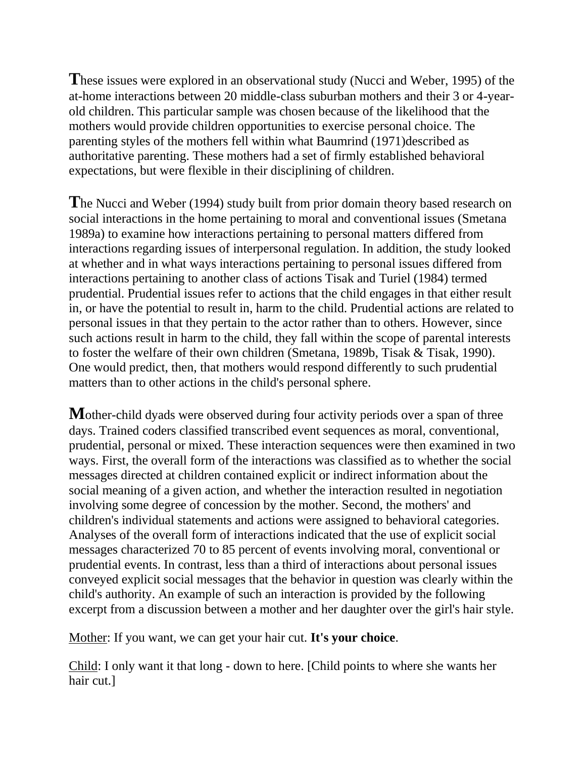These issues were explored in an observational study (Nucci and Weber, 1995) of the at-home interactions between 20 middle-class suburban mothers and their 3 or 4-year-old children. This particular sample was chosen because of the likelihood that the mothers would provide children opportunities to exercise personal choice. The parenting styles of the mothers fell within what Baumrind (1971)described as authoritative parenting. These mothers had a set of firmly established behavioral expectations, but were flexible in their disciplining of children.

The Nucci and Weber (1994) study built from prior domain theory based research on social interactions in the home pertaining to moral and conventional issues (Smetana 1989a) to examine how interactions pertaining to personal matters differed from interactions regarding issues of interpersonal regulation. In addition, the study looked at whether and in what ways interactions pertaining to personal issues differed from interactions pertaining to another class of actions Tisak and Turiel (1984) termed prudential. Prudential issues refer to actions that the child engages in that either result in, or have the potential to result in, harm to the child. Prudential actions are related to personal issues in that they pertain to the actor rather than to others. However, since such actions result in harm to the child, they fall within the scope of parental interests to foster the welfare of their own children (Smetana, 1989b, Tisak & Tisak, 1990). One would predict, then, that mothers would respond differently to such prudential matters than to other actions in the child's personal sphere.

Mother-child dyads were observed during four activity periods over a span of three days. Trained coders classified transcribed event sequences as moral, conventional, prudential, personal or mixed. These interaction sequences were then examined in two ways. First, the overall form of the interactions was classified as to whether the social messages directed at children contained explicit or indirect information about the social meaning of a given action, and whether the interaction resulted in negotiation involving some degree of concession by the mother. Second, the mothers' and children's individual statements and actions were assigned to behavioral categories. Analyses of the overall form of interactions indicated that the use of explicit social messages characterized 70 to 85 percent of events involving moral, conventional or prudential events. In contrast, less than a third of interactions about personal issues conveyed explicit social messages that the behavior in question was clearly within the child's authority. An example of such an interaction is provided by the following excerpt from a discussion between a mother and her daughter over the girl's hair style.

Mother: If you want, we can get your hair cut. **It's your choice**.

Child: I only want it that long - down to here. [Child points to where she wants her hair cut.]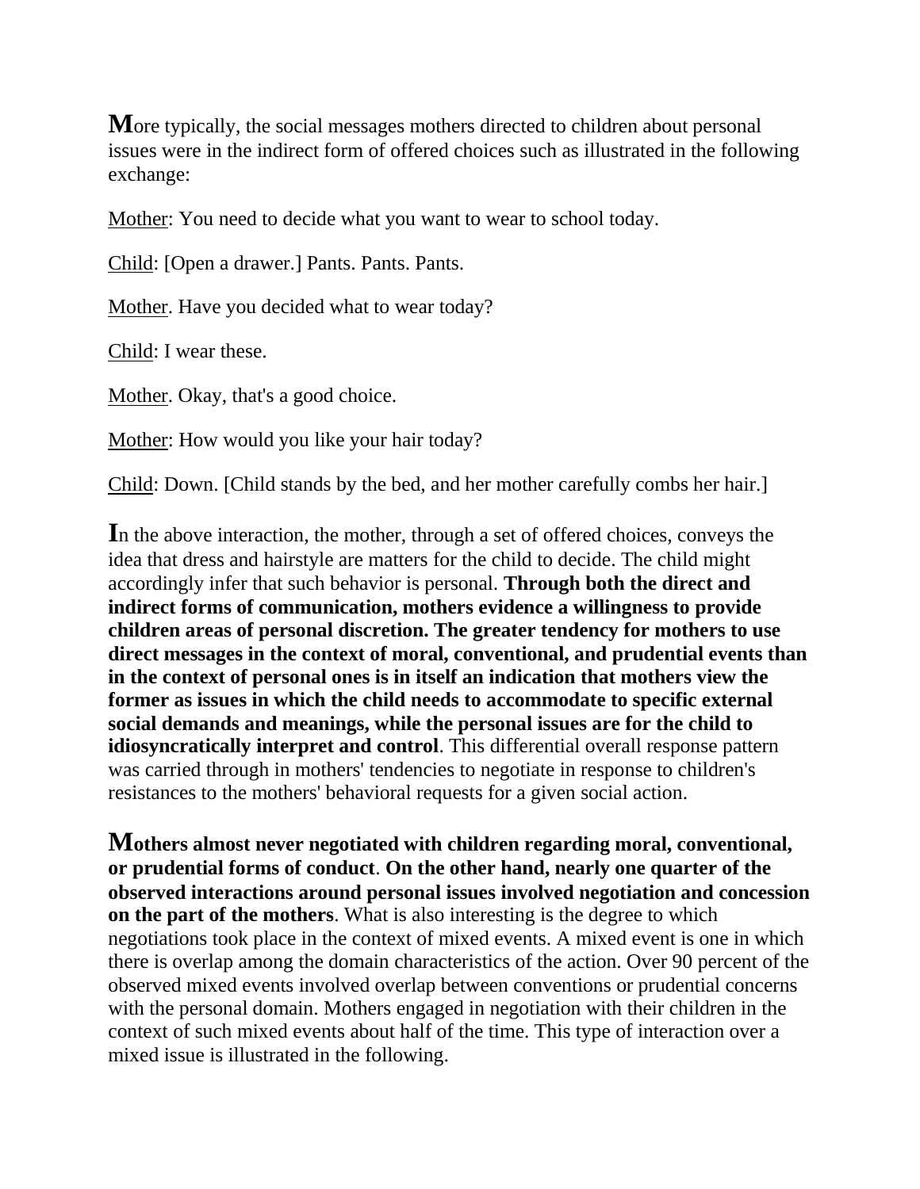**M**ore typically, the social messages mothers directed to children about personal issues were in the indirect form of offered choices such as illustrated in the following exchange:

<u>Mother</u>: You need to decide what you want to wear to school today.

<u>Child</u>: [Open a drawer.] Pants. Pants. Pants.

<u>Mother</u>. Have you decided what to wear today?

<u>Child</u>: I wear these.

<u>Mother</u>. Okay, that's a good choice.

<u>Mother</u>: How would you like your hair today?

<u>Child</u>: Down. [Child stands by the bed, and her mother carefully combs her hair.]

**I**n the above interaction, the mother, through a set of offered choices, conveys the idea that dress and hairstyle are matters for the child to decide. The child might accordingly infer that such behavior is personal. **Through both the direct and indirect forms of communication, mothers evidence a willingness to provide children areas of personal discretion. The greater tendency for mothers to use direct messages in the context of moral, conventional, and prudential events than in the context of personal ones is in itself an indication that mothers view the former as issues in which the child needs to accommodate to specific external social demands and meanings, while the personal issues are for the child to idiosyncratically interpret and control**. This differential overall response pattern was carried through in mothers' tendencies to negotiate in response to children's resistances to the mothers' behavioral requests for a given social action.

**Mothers almost never negotiated with children regarding moral, conventional, or prudential forms of conduct**. **On the other hand, nearly one quarter of the observed interactions around personal issues involved negotiation and concession on the part of the mothers**. What is also interesting is the degree to which negotiations took place in the context of mixed events. A mixed event is one in which there is overlap among the domain characteristics of the action. Over 90 percent of the observed mixed events involved overlap between conventions or prudential concerns with the personal domain. Mothers engaged in negotiation with their children in the context of such mixed events about half of the time. This type of interaction over a mixed issue is illustrated in the following.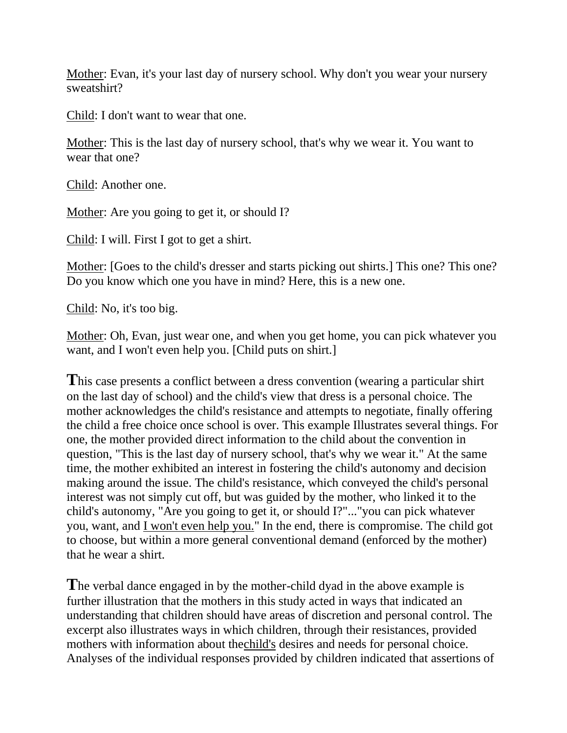<u>Mother</u>: Evan, it's your last day of nursery school. Why don't you wear your nursery sweatshirt?

<u>Child</u>: I don't want to wear that one.

<u>Mother</u>: This is the last day of nursery school, that's why we wear it. You want to wear that one?

<u>Child</u>: Another one.

<u>Mother</u>: Are you going to get it, or should I?

<u>Child</u>: I will. First I got to get a shirt.

<u>Mother</u>: [Goes to the child's dresser and starts picking out shirts.] This one? This one? Do you know which one you have in mind? Here, this is a new one.

<u>Child</u>: No, it's too big.

<u>Mother</u>: Oh, Evan, just wear one, and when you get home, you can pick whatever you want, and I won't even help you. [Child puts on shirt.]

**T**his case presents a conflict between a dress convention (wearing a particular shirt on the last day of school) and the child's view that dress is a personal choice. The mother acknowledges the child's resistance and attempts to negotiate, finally offering the child a free choice once school is over. This example Illustrates several things. For one, the mother provided direct information to the child about the convention in question, "This is the last day of nursery school, that's why we wear it." At the same time, the mother exhibited an interest in fostering the child's autonomy and decision making around the issue. The child's resistance, which conveyed the child's personal interest was not simply cut off, but was guided by the mother, who linked it to the child's autonomy, "Are you going to get it, or should I?"..."you can pick whatever you, want, and <u>I won't even help you.</u>" In the end, there is compromise. The child got to choose, but within a more general conventional demand (enforced by the mother) that he wear a shirt.

**T**he verbal dance engaged in by the mother-child dyad in the above example is further illustration that the mothers in this study acted in ways that indicated an understanding that children should have areas of discretion and personal control. The excerpt also illustrates ways in which children, through their resistances, provided mothers with information about the<u>child's</u> desires and needs for personal choice. Analyses of the individual responses provided by children indicated that assertions of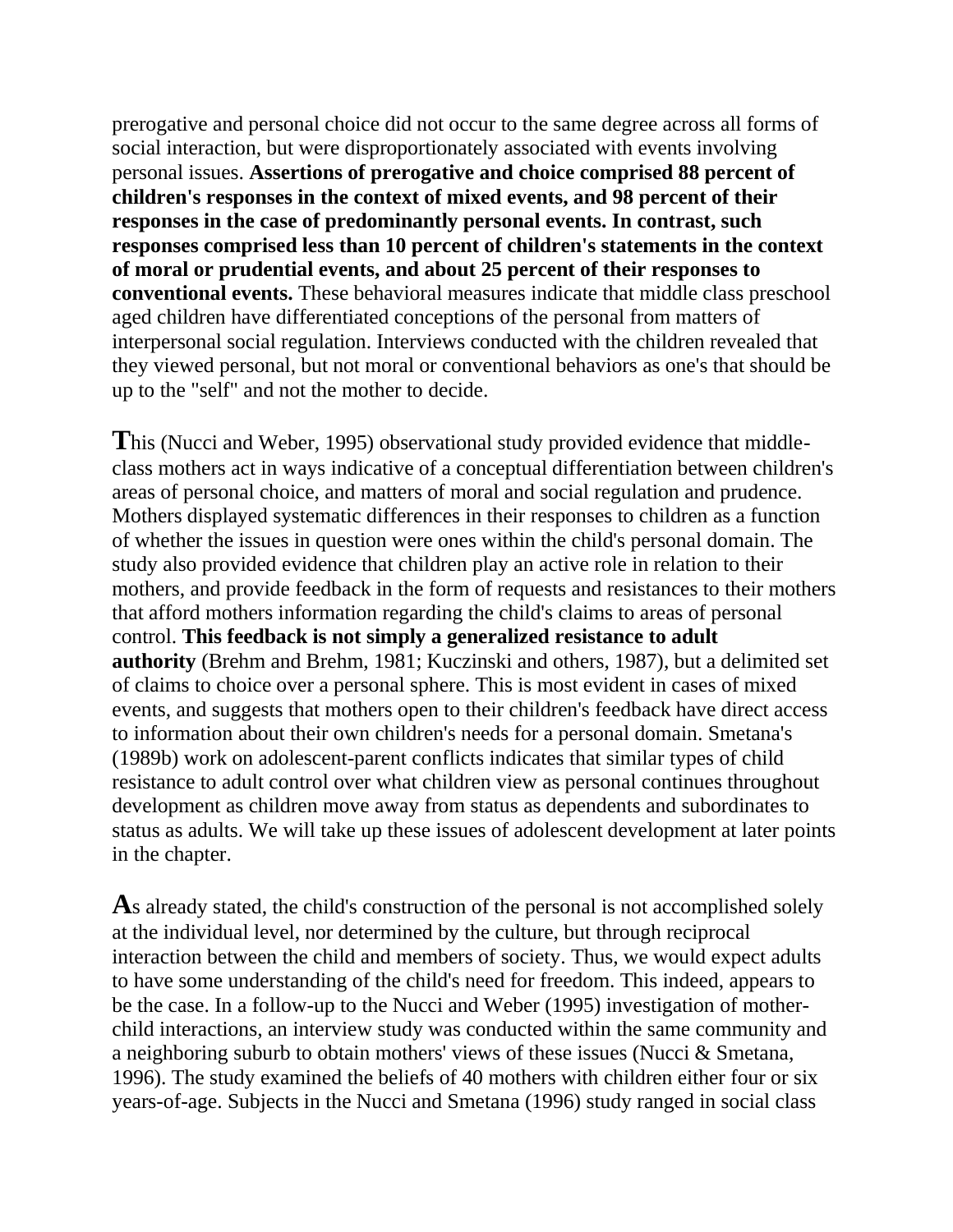prerogative and personal choice did not occur to the same degree across all forms of social interaction, but were disproportionately associated with events involving personal issues. **Assertions of prerogative and choice comprised 88 percent of children's responses in the context of mixed events, and 98 percent of their responses in the case of predominantly personal events. In contrast, such responses comprised less than 10 percent of children's statements in the context of moral or prudential events, and about 25 percent of their responses to conventional events.** These behavioral measures indicate that middle class preschool aged children have differentiated conceptions of the personal from matters of interpersonal social regulation. Interviews conducted with the children revealed that they viewed personal, but not moral or conventional behaviors as one's that should be up to the "self" and not the mother to decide.

**T**his (Nucci and Weber, 1995) observational study provided evidence that middle-class mothers act in ways indicative of a conceptual differentiation between children's areas of personal choice, and matters of moral and social regulation and prudence. Mothers displayed systematic differences in their responses to children as a function of whether the issues in question were ones within the child's personal domain. The study also provided evidence that children play an active role in relation to their mothers, and provide feedback in the form of requests and resistances to their mothers that afford mothers information regarding the child's claims to areas of personal control. **This feedback is not simply a generalized resistance to adult authority** (Brehm and Brehm, 1981; Kuczinski and others, 1987), but a delimited set of claims to choice over a personal sphere. This is most evident in cases of mixed events, and suggests that mothers open to their children's feedback have direct access to information about their own children's needs for a personal domain. Smetana's (1989b) work on adolescent-parent conflicts indicates that similar types of child resistance to adult control over what children view as personal continues throughout development as children move away from status as dependents and subordinates to status as adults. We will take up these issues of adolescent development at later points in the chapter.

**A**s already stated, the child's construction of the personal is not accomplished solely at the individual level, nor determined by the culture, but through reciprocal interaction between the child and members of society. Thus, we would expect adults to have some understanding of the child's need for freedom. This indeed, appears to be the case. In a follow-up to the Nucci and Weber (1995) investigation of mother-child interactions, an interview study was conducted within the same community and a neighboring suburb to obtain mothers' views of these issues (Nucci & Smetana, 1996). The study examined the beliefs of 40 mothers with children either four or six years-of-age. Subjects in the Nucci and Smetana (1996) study ranged in social class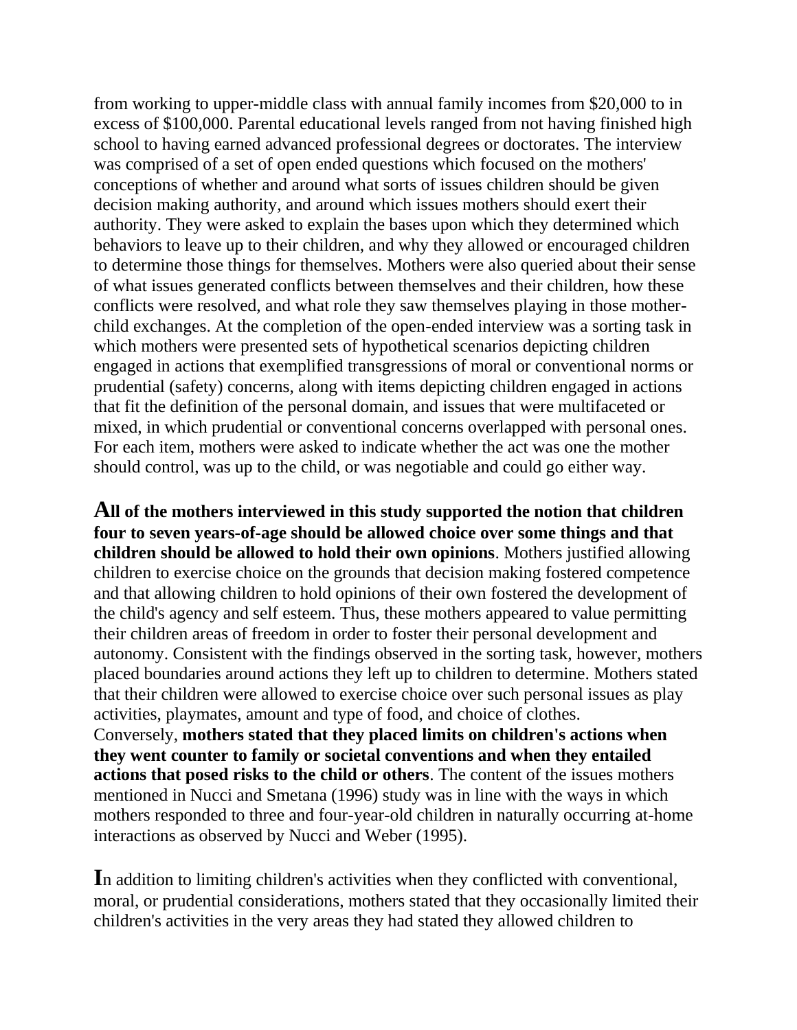from working to upper-middle class with annual family incomes from $20,000 to in excess of $100,000. Parental educational levels ranged from not having finished high school to having earned advanced professional degrees or doctorates. The interview was comprised of a set of open ended questions which focused on the mothers' conceptions of whether and around what sorts of issues children should be given decision making authority, and around which issues mothers should exert their authority. They were asked to explain the bases upon which they determined which behaviors to leave up to their children, and why they allowed or encouraged children to determine those things for themselves. Mothers were also queried about their sense of what issues generated conflicts between themselves and their children, how these conflicts were resolved, and what role they saw themselves playing in those mother-child exchanges. At the completion of the open-ended interview was a sorting task in which mothers were presented sets of hypothetical scenarios depicting children engaged in actions that exemplified transgressions of moral or conventional norms or prudential (safety) concerns, along with items depicting children engaged in actions that fit the definition of the personal domain, and issues that were multifaceted or mixed, in which prudential or conventional concerns overlapped with personal ones. For each item, mothers were asked to indicate whether the act was one the mother should control, was up to the child, or was negotiable and could go either way.

**All of the mothers interviewed in this study supported the notion that children four to seven years-of-age should be allowed choice over some things and that children should be allowed to hold their own opinions**. Mothers justified allowing children to exercise choice on the grounds that decision making fostered competence and that allowing children to hold opinions of their own fostered the development of the child's agency and self esteem. Thus, these mothers appeared to value permitting their children areas of freedom in order to foster their personal development and autonomy. Consistent with the findings observed in the sorting task, however, mothers placed boundaries around actions they left up to children to determine. Mothers stated that their children were allowed to exercise choice over such personal issues as play activities, playmates, amount and type of food, and choice of clothes. Conversely, **mothers stated that they placed limits on children's actions when they went counter to family or societal conventions and when they entailed actions that posed risks to the child or others**. The content of the issues mothers mentioned in Nucci and Smetana (1996) study was in line with the ways in which mothers responded to three and four-year-old children in naturally occurring at-home interactions as observed by Nucci and Weber (1995).

In addition to limiting children's activities when they conflicted with conventional, moral, or prudential considerations, mothers stated that they occasionally limited their children's activities in the very areas they had stated they allowed children to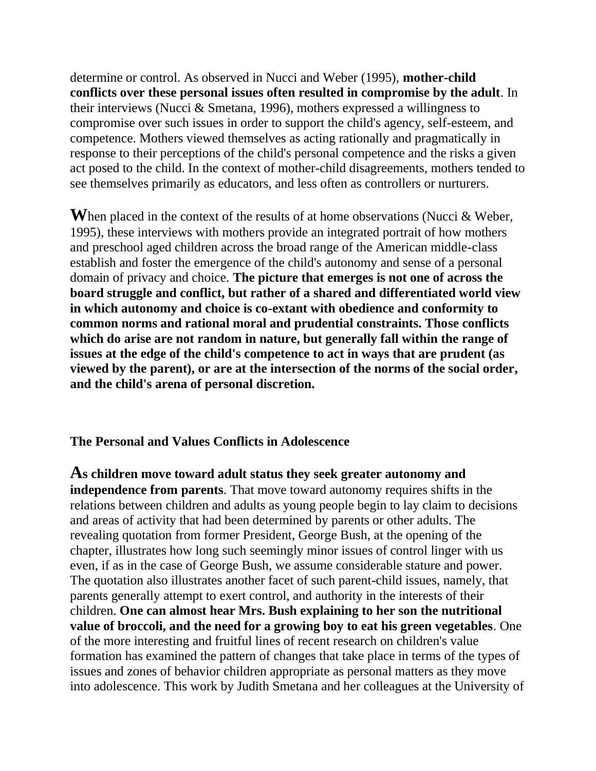determine or control. As observed in Nucci and Weber (1995), **mother-child conflicts over these personal issues often resulted in compromise by the adult**. In their interviews (Nucci & Smetana, 1996), mothers expressed a willingness to compromise over such issues in order to support the child's agency, self-esteem, and competence. Mothers viewed themselves as acting rationally and pragmatically in response to their perceptions of the child's personal competence and the risks a given act posed to the child. In the context of mother-child disagreements, mothers tended to see themselves primarily as educators, and less often as controllers or nurturers.

**W**hen placed in the context of the results of at home observations (Nucci & Weber, 1995), these interviews with mothers provide an integrated portrait of how mothers and preschool aged children across the broad range of the American middle-class establish and foster the emergence of the child's autonomy and sense of a personal domain of privacy and choice. **The picture that emerges is not one of across the board struggle and conflict, but rather of a shared and differentiated world view in which autonomy and choice is co-extant with obedience and conformity to common norms and rational moral and prudential constraints. Those conflicts which do arise are not random in nature, but generally fall within the range of issues at the edge of the child's competence to act in ways that are prudent (as viewed by the parent), or are at the intersection of the norms of the social order, and the child's arena of personal discretion.**

### The Personal and Values Conflicts in Adolescence

**As children move toward adult status they seek greater autonomy and independence from parents**. That move toward autonomy requires shifts in the relations between children and adults as young people begin to lay claim to decisions and areas of activity that had been determined by parents or other adults. The revealing quotation from former President, George Bush, at the opening of the chapter, illustrates how long such seemingly minor issues of control linger with us even, if as in the case of George Bush, we assume considerable stature and power. The quotation also illustrates another facet of such parent-child issues, namely, that parents generally attempt to exert control, and authority in the interests of their children. **One can almost hear Mrs. Bush explaining to her son the nutritional value of broccoli, and the need for a growing boy to eat his green vegetables**. One of the more interesting and fruitful lines of recent research on children's value formation has examined the pattern of changes that take place in terms of the types of issues and zones of behavior children appropriate as personal matters as they move into adolescence. This work by Judith Smetana and her colleagues at the University of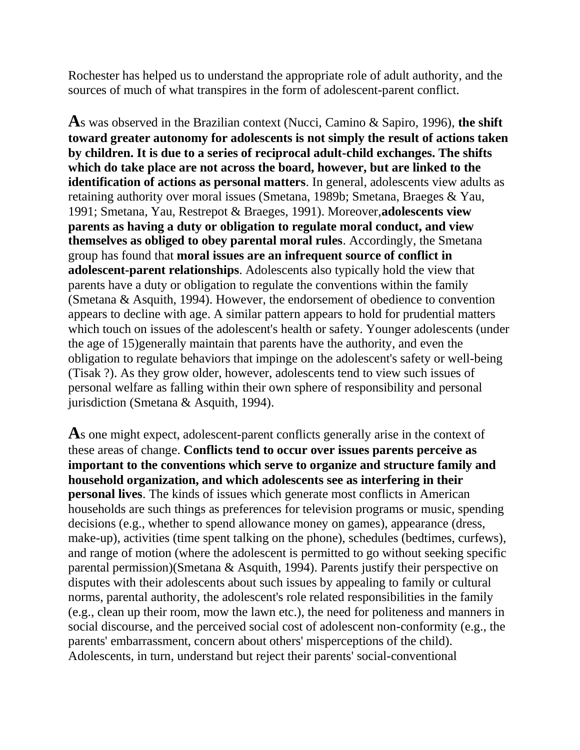Rochester has helped us to understand the appropriate role of adult authority, and the sources of much of what transpires in the form of adolescent-parent conflict.

**A**s was observed in the Brazilian context (Nucci, Camino & Sapiro, 1996), **the shift toward greater autonomy for adolescents is not simply the result of actions taken by children. It is due to a series of reciprocal adult-child exchanges. The shifts which do take place are not across the board, however, but are linked to the identification of actions as personal matters**. In general, adolescents view adults as retaining authority over moral issues (Smetana, 1989b; Smetana, Braeges & Yau, 1991; Smetana, Yau, Restrepot & Braeges, 1991). Moreover,**adolescents view parents as having a duty or obligation to regulate moral conduct, and view themselves as obliged to obey parental moral rules**. Accordingly, the Smetana group has found that **moral issues are an infrequent source of conflict in adolescent-parent relationships**. Adolescents also typically hold the view that parents have a duty or obligation to regulate the conventions within the family (Smetana & Asquith, 1994). However, the endorsement of obedience to convention appears to decline with age. A similar pattern appears to hold for prudential matters which touch on issues of the adolescent's health or safety. Younger adolescents (under the age of 15)generally maintain that parents have the authority, and even the obligation to regulate behaviors that impinge on the adolescent's safety or well-being (Tisak ?). As they grow older, however, adolescents tend to view such issues of personal welfare as falling within their own sphere of responsibility and personal jurisdiction (Smetana & Asquith, 1994).

**A**s one might expect, adolescent-parent conflicts generally arise in the context of these areas of change. **Conflicts tend to occur over issues parents perceive as important to the conventions which serve to organize and structure family and household organization, and which adolescents see as interfering in their personal lives**. The kinds of issues which generate most conflicts in American households are such things as preferences for television programs or music, spending decisions (e.g., whether to spend allowance money on games), appearance (dress, make-up), activities (time spent talking on the phone), schedules (bedtimes, curfews), and range of motion (where the adolescent is permitted to go without seeking specific parental permission)(Smetana & Asquith, 1994). Parents justify their perspective on disputes with their adolescents about such issues by appealing to family or cultural norms, parental authority, the adolescent's role related responsibilities in the family (e.g., clean up their room, mow the lawn etc.), the need for politeness and manners in social discourse, and the perceived social cost of adolescent non-conformity (e.g., the parents' embarrassment, concern about others' misperceptions of the child). Adolescents, in turn, understand but reject their parents' social-conventional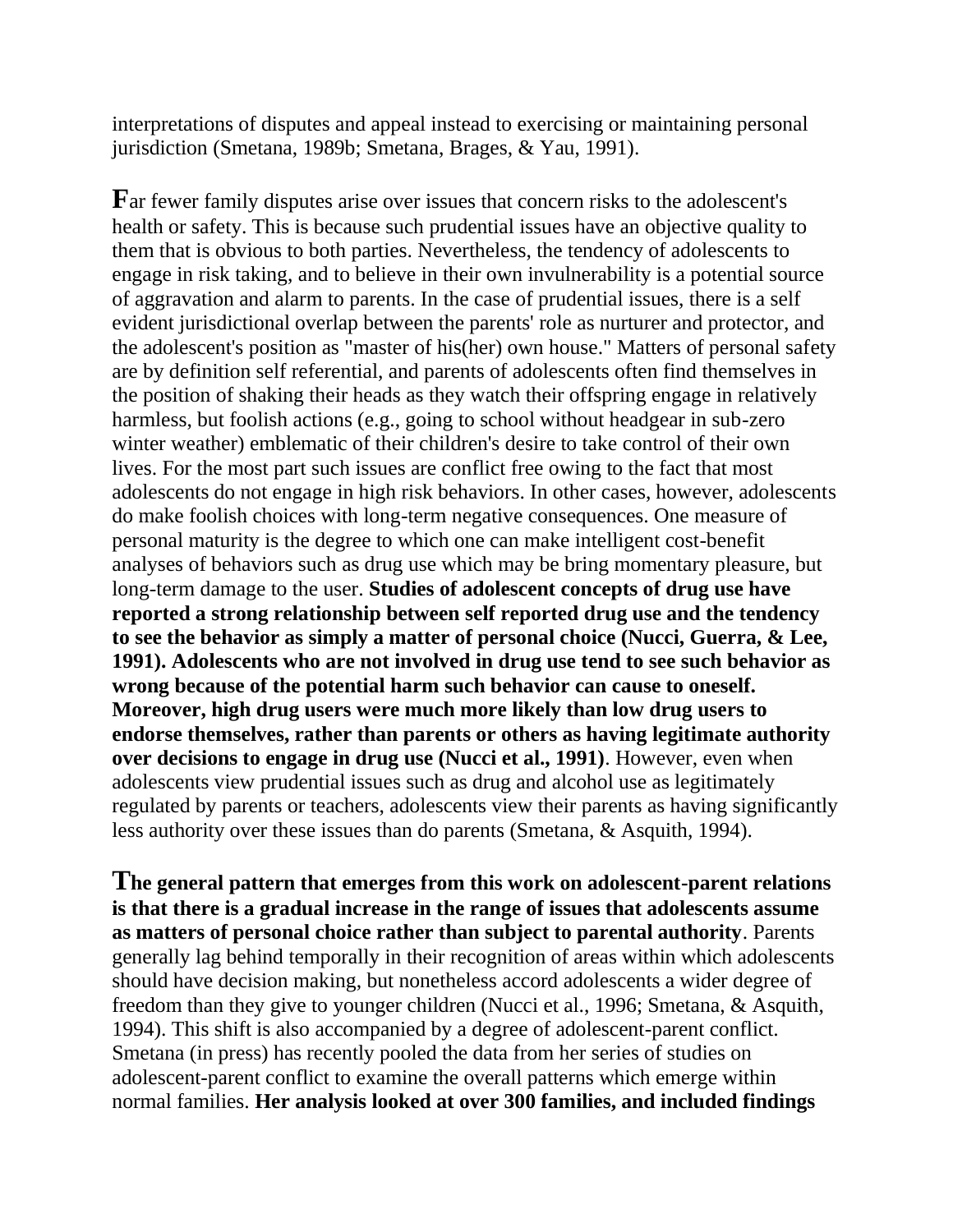interpretations of disputes and appeal instead to exercising or maintaining personal jurisdiction (Smetana, 1989b; Smetana, Brages, & Yau, 1991).

**F**ar fewer family disputes arise over issues that concern risks to the adolescent's health or safety. This is because such prudential issues have an objective quality to them that is obvious to both parties. Nevertheless, the tendency of adolescents to engage in risk taking, and to believe in their own invulnerability is a potential source of aggravation and alarm to parents. In the case of prudential issues, there is a self evident jurisdictional overlap between the parents' role as nurturer and protector, and the adolescent's position as "master of his(her) own house." Matters of personal safety are by definition self referential, and parents of adolescents often find themselves in the position of shaking their heads as they watch their offspring engage in relatively harmless, but foolish actions (e.g., going to school without headgear in sub-zero winter weather) emblematic of their children's desire to take control of their own lives. For the most part such issues are conflict free owing to the fact that most adolescents do not engage in high risk behaviors. In other cases, however, adolescents do make foolish choices with long-term negative consequences. One measure of personal maturity is the degree to which one can make intelligent cost-benefit analyses of behaviors such as drug use which may be bring momentary pleasure, but long-term damage to the user. **Studies of adolescent concepts of drug use have reported a strong relationship between self reported drug use and the tendency to see the behavior as simply a matter of personal choice (Nucci, Guerra, & Lee, 1991). Adolescents who are not involved in drug use tend to see such behavior as wrong because of the potential harm such behavior can cause to oneself. Moreover, high drug users were much more likely than low drug users to endorse themselves, rather than parents or others as having legitimate authority over decisions to engage in drug use (Nucci et al., 1991)**. However, even when adolescents view prudential issues such as drug and alcohol use as legitimately regulated by parents or teachers, adolescents view their parents as having significantly less authority over these issues than do parents (Smetana, & Asquith, 1994).

**The general pattern that emerges from this work on adolescent-parent relations is that there is a gradual increase in the range of issues that adolescents assume as matters of personal choice rather than subject to parental authority**. Parents generally lag behind temporally in their recognition of areas within which adolescents should have decision making, but nonetheless accord adolescents a wider degree of freedom than they give to younger children (Nucci et al., 1996; Smetana, & Asquith, 1994). This shift is also accompanied by a degree of adolescent-parent conflict. Smetana (in press) has recently pooled the data from her series of studies on adolescent-parent conflict to examine the overall patterns which emerge within normal families. **Her analysis looked at over 300 families, and included findings**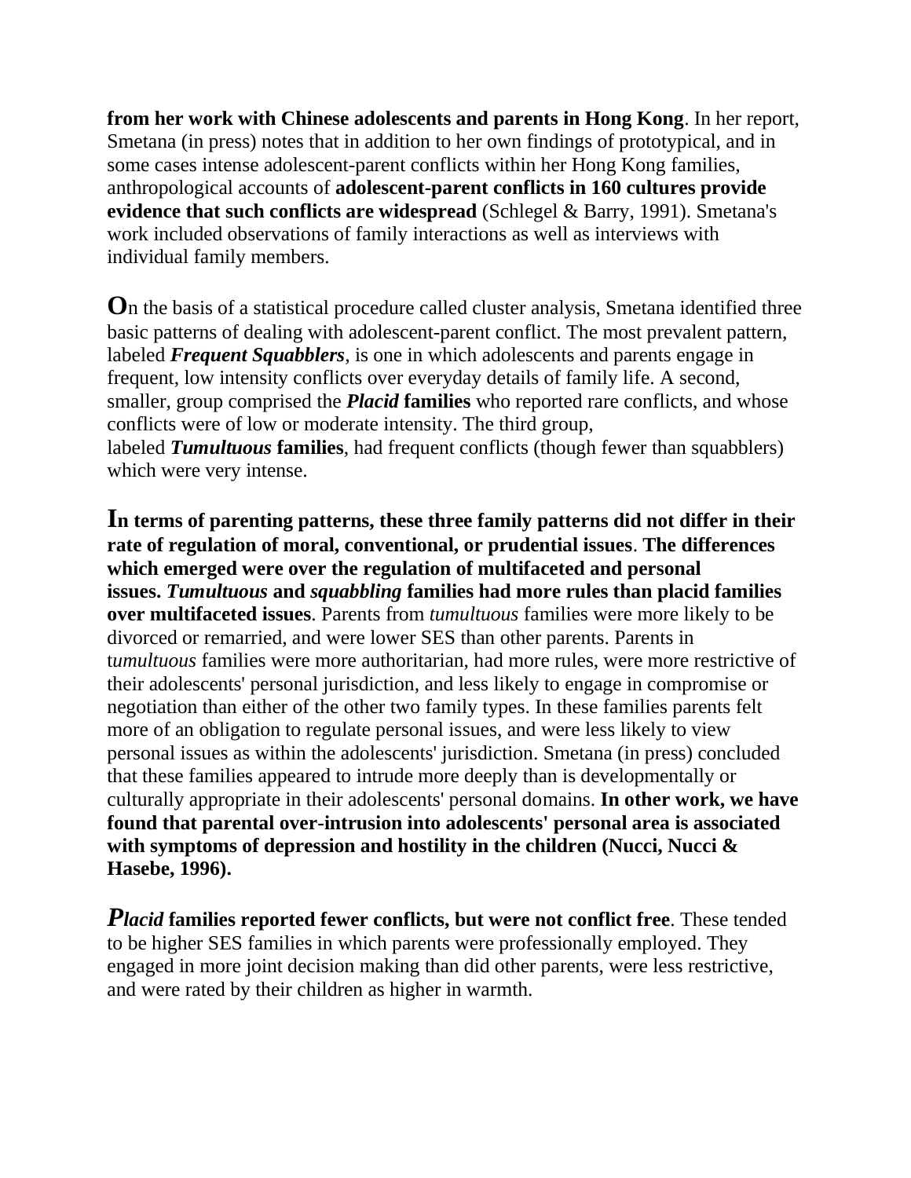**from her work with Chinese adolescents and parents in Hong Kong**. In her report, Smetana (in press) notes that in addition to her own findings of prototypical, and in some cases intense adolescent-parent conflicts within her Hong Kong families, anthropological accounts of **adolescent-parent conflicts in 160 cultures provide evidence that such conflicts are widespread** (Schlegel & Barry, 1991). Smetana's work included observations of family interactions as well as interviews with individual family members.

**O**n the basis of a statistical procedure called cluster analysis, Smetana identified three basic patterns of dealing with adolescent-parent conflict. The most prevalent pattern, labeled ***Frequent Squabblers***, is one in which adolescents and parents engage in frequent, low intensity conflicts over everyday details of family life. A second, smaller, group comprised the ***Placid* families** who reported rare conflicts, and whose conflicts were of low or moderate intensity. The third group, labeled ***Tumultuous* families**, had frequent conflicts (though fewer than squabblers) which were very intense.

**In terms of parenting patterns, these three family patterns did not differ in their rate of regulation of moral, conventional, or prudential issues**. **The differences which emerged were over the regulation of multifaceted and personal issues. *Tumultuous* and *squabbling* families had more rules than placid families over multifaceted issues**. Parents from *tumultuous* families were more likely to be divorced or remarried, and were lower SES than other parents. Parents in t*umultuous* families were more authoritarian, had more rules, were more restrictive of their adolescents' personal jurisdiction, and less likely to engage in compromise or negotiation than either of the other two family types. In these families parents felt more of an obligation to regulate personal issues, and were less likely to view personal issues as within the adolescents' jurisdiction. Smetana (in press) concluded that these families appeared to intrude more deeply than is developmentally or culturally appropriate in their adolescents' personal domains. **In other work, we have found that parental over-intrusion into adolescents' personal area is associated with symptoms of depression and hostility in the children (Nucci, Nucci & Hasebe, 1996).**

***Placid* families reported fewer conflicts, but were not conflict free**. These tended to be higher SES families in which parents were professionally employed. They engaged in more joint decision making than did other parents, were less restrictive, and were rated by their children as higher in warmth.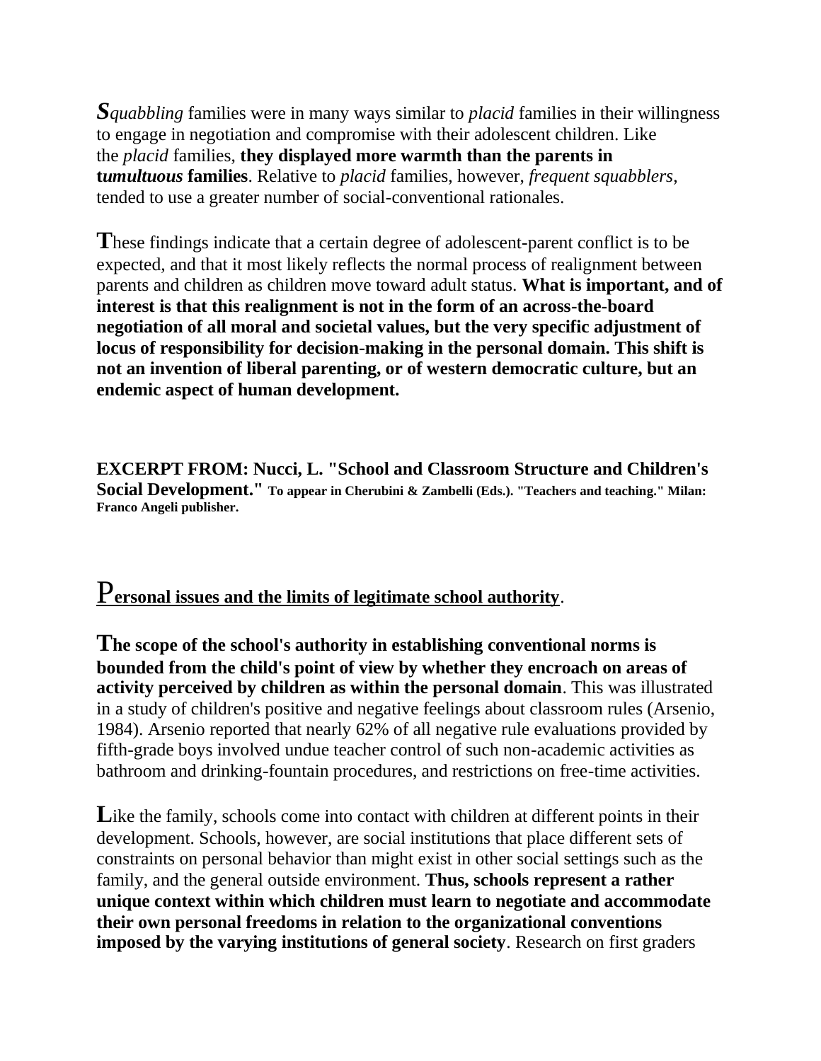*Squabbling* families were in many ways similar to *placid* families in their willingness to engage in negotiation and compromise with their adolescent children. Like the *placid* families, **they displayed more warmth than the parents in *tumultuous* families**. Relative to *placid* families, however, *frequent squabblers*, tended to use a greater number of social-conventional rationales.

These findings indicate that a certain degree of adolescent-parent conflict is to be expected, and that it most likely reflects the normal process of realignment between parents and children as children move toward adult status. **What is important, and of interest is that this realignment is not in the form of an across-the-board negotiation of all moral and societal values, but the very specific adjustment of locus of responsibility for decision-making in the personal domain. This shift is not an invention of liberal parenting, or of western democratic culture, but an endemic aspect of human development.**

**EXCERPT FROM: Nucci, L. "School and Classroom Structure and Children's Social Development." To appear in Cherubini & Zambelli (Eds.). "Teachers and teaching." Milan: Franco Angeli publisher.**

## Personal issues and the limits of legitimate school authority.

**The scope of the school's authority in establishing conventional norms is bounded from the child's point of view by whether they encroach on areas of activity perceived by children as within the personal domain**. This was illustrated in a study of children's positive and negative feelings about classroom rules (Arsenio, 1984). Arsenio reported that nearly 62% of all negative rule evaluations provided by fifth-grade boys involved undue teacher control of such non-academic activities as bathroom and drinking-fountain procedures, and restrictions on free-time activities.

Like the family, schools come into contact with children at different points in their development. Schools, however, are social institutions that place different sets of constraints on personal behavior than might exist in other social settings such as the family, and the general outside environment. **Thus, schools represent a rather unique context within which children must learn to negotiate and accommodate their own personal freedoms in relation to the organizational conventions imposed by the varying institutions of general society**. Research on first graders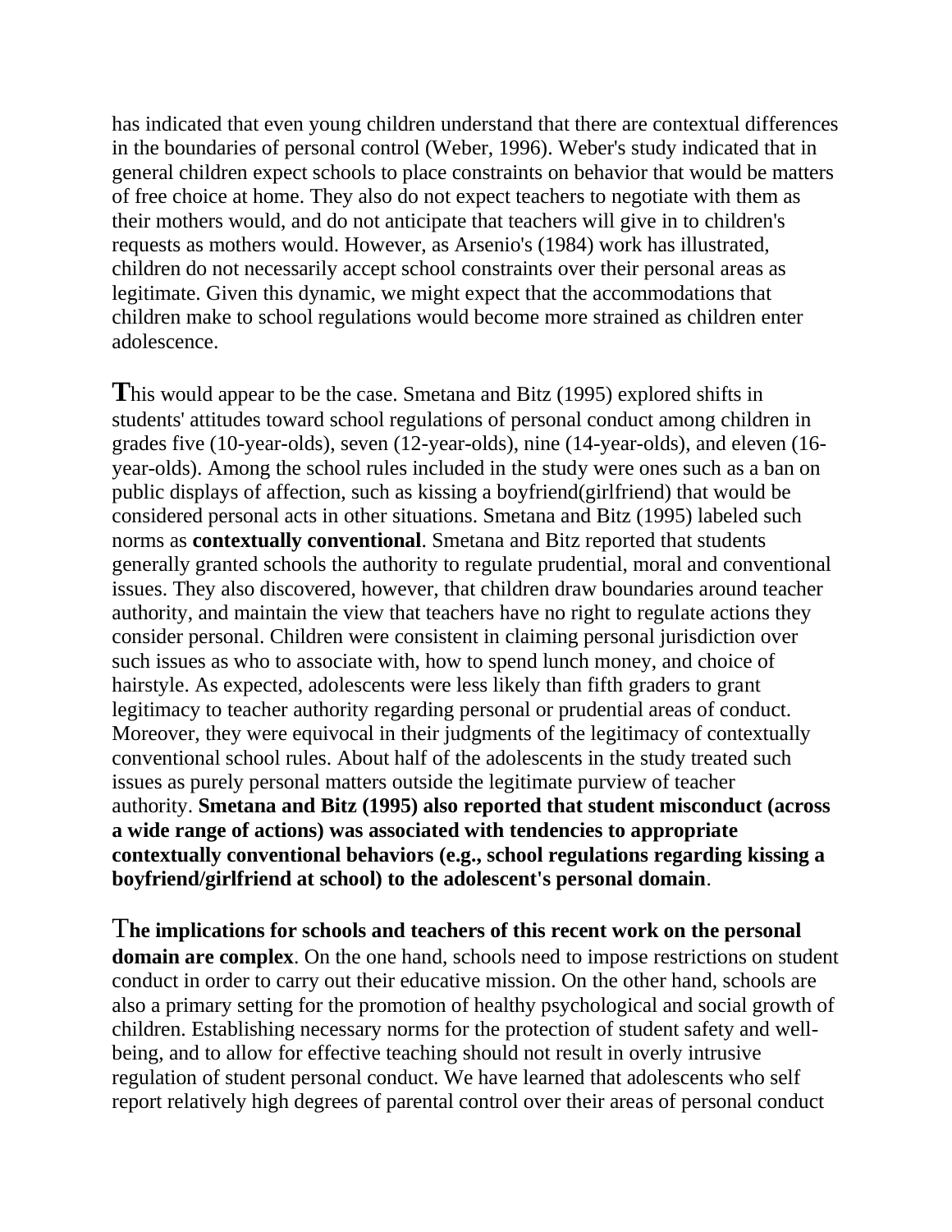has indicated that even young children understand that there are contextual differences in the boundaries of personal control (Weber, 1996). Weber's study indicated that in general children expect schools to place constraints on behavior that would be matters of free choice at home. They also do not expect teachers to negotiate with them as their mothers would, and do not anticipate that teachers will give in to children's requests as mothers would. However, as Arsenio's (1984) work has illustrated, children do not necessarily accept school constraints over their personal areas as legitimate. Given this dynamic, we might expect that the accommodations that children make to school regulations would become more strained as children enter adolescence.

This would appear to be the case. Smetana and Bitz (1995) explored shifts in students' attitudes toward school regulations of personal conduct among children in grades five (10-year-olds), seven (12-year-olds), nine (14-year-olds), and eleven (16-year-olds). Among the school rules included in the study were ones such as a ban on public displays of affection, such as kissing a boyfriend(girlfriend) that would be considered personal acts in other situations. Smetana and Bitz (1995) labeled such norms as **contextually conventional**. Smetana and Bitz reported that students generally granted schools the authority to regulate prudential, moral and conventional issues. They also discovered, however, that children draw boundaries around teacher authority, and maintain the view that teachers have no right to regulate actions they consider personal. Children were consistent in claiming personal jurisdiction over such issues as who to associate with, how to spend lunch money, and choice of hairstyle. As expected, adolescents were less likely than fifth graders to grant legitimacy to teacher authority regarding personal or prudential areas of conduct. Moreover, they were equivocal in their judgments of the legitimacy of contextually conventional school rules. About half of the adolescents in the study treated such issues as purely personal matters outside the legitimate purview of teacher authority. **Smetana and Bitz (1995) also reported that student misconduct (across a wide range of actions) was associated with tendencies to appropriate contextually conventional behaviors (e.g., school regulations regarding kissing a boyfriend/girlfriend at school) to the adolescent's personal domain**.

**The implications for schools and teachers of this recent work on the personal domain are complex**. On the one hand, schools need to impose restrictions on student conduct in order to carry out their educative mission. On the other hand, schools are also a primary setting for the promotion of healthy psychological and social growth of children. Establishing necessary norms for the protection of student safety and well-being, and to allow for effective teaching should not result in overly intrusive regulation of student personal conduct. We have learned that adolescents who self report relatively high degrees of parental control over their areas of personal conduct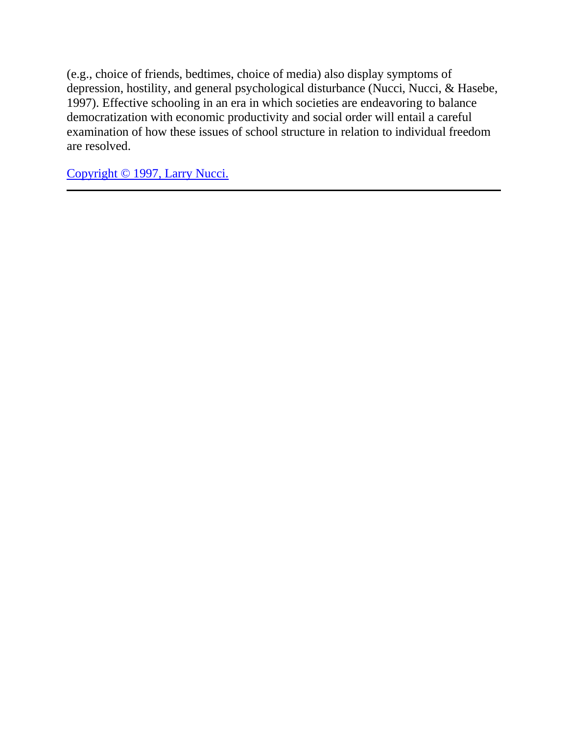(e.g., choice of friends, bedtimes, choice of media) also display symptoms of depression, hostility, and general psychological disturbance (Nucci, Nucci, & Hasebe, 1997). Effective schooling in an era in which societies are endeavoring to balance democratization with economic productivity and social order will entail a careful examination of how these issues of school structure in relation to individual freedom are resolved.

Copyright © 1997, Larry Nucci.

---